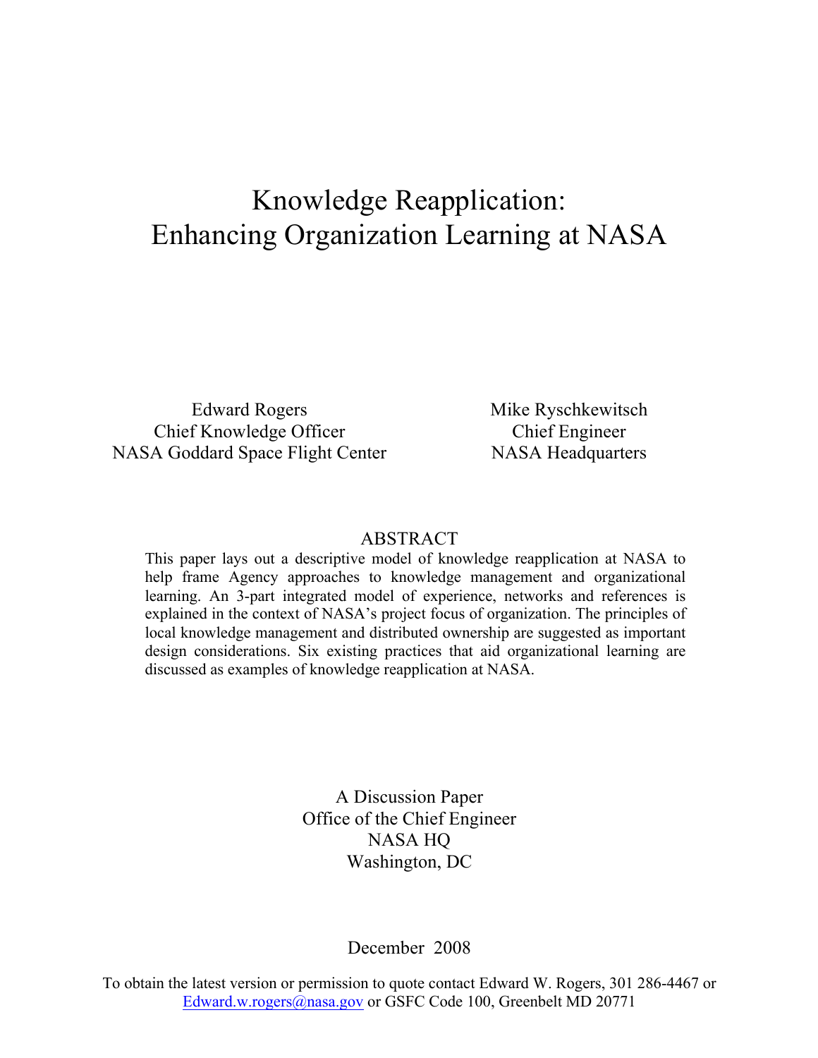# Knowledge Reapplication: Enhancing Organization Learning at NASA

Edward Rogers
Chief Knowledge Officer
NASA Goddard Space Flight Center

Mike Ryschkewitsch
Chief Engineer
NASA Headquarters

## ABSTRACT

This paper lays out a descriptive model of knowledge reapplication at NASA to help frame Agency approaches to knowledge management and organizational learning. An 3-part integrated model of experience, networks and references is explained in the context of NASA's project focus of organization. The principles of local knowledge management and distributed ownership are suggested as important design considerations. Six existing practices that aid organizational learning are discussed as examples of knowledge reapplication at NASA.

A Discussion Paper
Office of the Chief Engineer
NASA HQ
Washington, DC

December 2008

To obtain the latest version or permission to quote contact Edward W. Rogers, 301 286-4467 or Edward.w.rogers@nasa.gov or GSFC Code 100, Greenbelt MD 20771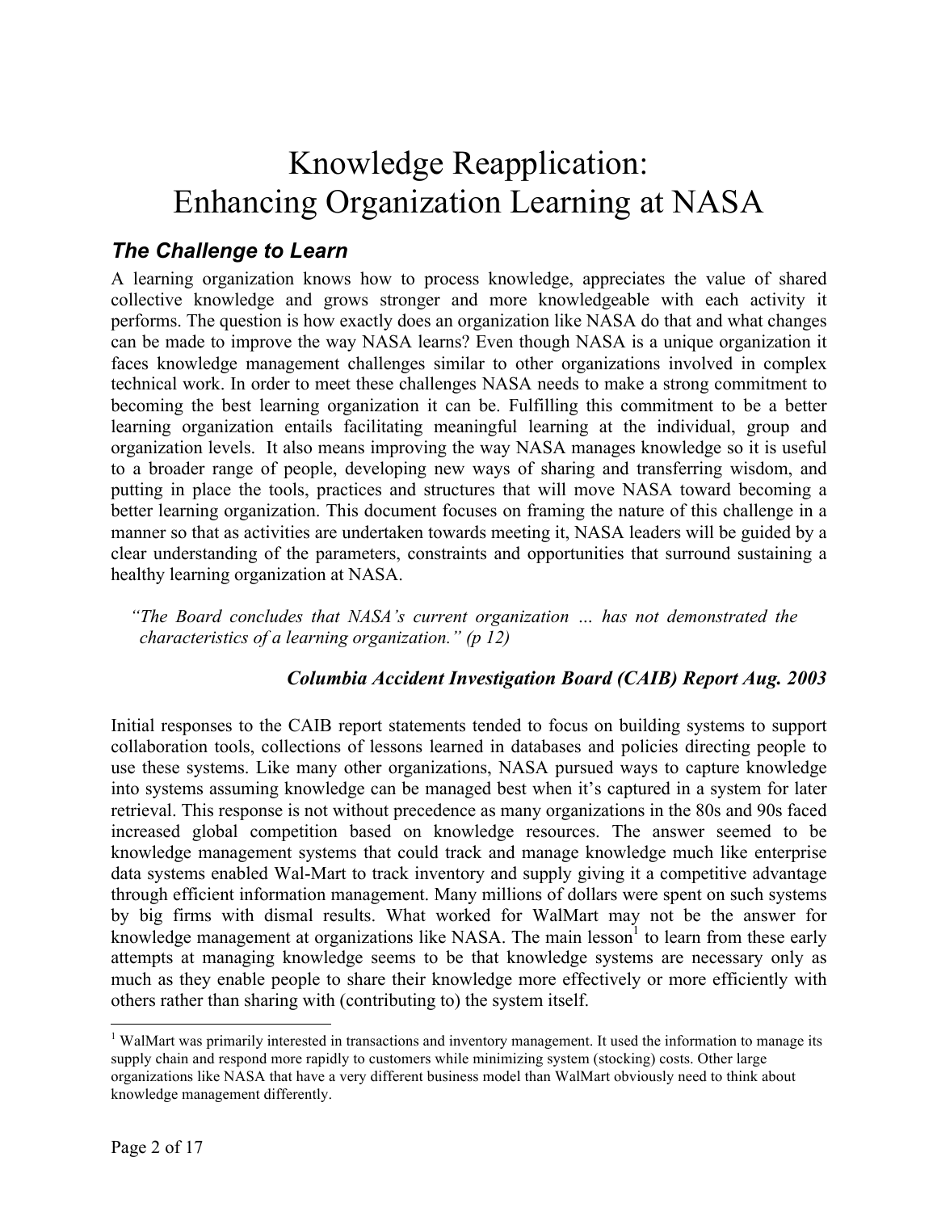# Knowledge Reapplication: Enhancing Organization Learning at NASA

## *The Challenge to Learn*

A learning organization knows how to process knowledge, appreciates the value of shared collective knowledge and grows stronger and more knowledgeable with each activity it performs. The question is how exactly does an organization like NASA do that and what changes can be made to improve the way NASA learns? Even though NASA is a unique organization it faces knowledge management challenges similar to other organizations involved in complex technical work. In order to meet these challenges NASA needs to make a strong commitment to becoming the best learning organization it can be. Fulfilling this commitment to be a better learning organization entails facilitating meaningful learning at the individual, group and organization levels. It also means improving the way NASA manages knowledge so it is useful to a broader range of people, developing new ways of sharing and transferring wisdom, and putting in place the tools, practices and structures that will move NASA toward becoming a better learning organization. This document focuses on framing the nature of this challenge in a manner so that as activities are undertaken towards meeting it, NASA leaders will be guided by a clear understanding of the parameters, constraints and opportunities that surround sustaining a healthy learning organization at NASA.

> *"The Board concludes that NASA's current organization … has not demonstrated the characteristics of a learning organization." (p 12)*
>
> ***Columbia Accident Investigation Board (CAIB) Report Aug. 2003***

Initial responses to the CAIB report statements tended to focus on building systems to support collaboration tools, collections of lessons learned in databases and policies directing people to use these systems. Like many other organizations, NASA pursued ways to capture knowledge into systems assuming knowledge can be managed best when it's captured in a system for later retrieval. This response is not without precedence as many organizations in the 80s and 90s faced increased global competition based on knowledge resources. The answer seemed to be knowledge management systems that could track and manage knowledge much like enterprise data systems enabled Wal-Mart to track inventory and supply giving it a competitive advantage through efficient information management. Many millions of dollars were spent on such systems by big firms with dismal results. What worked for WalMart may not be the answer for knowledge management at organizations like NASA. The main lesson[1] to learn from these early attempts at managing knowledge seems to be that knowledge systems are necessary only as much as they enable people to share their knowledge more effectively or more efficiently with others rather than sharing with (contributing to) the system itself.

---

[1] WalMart was primarily interested in transactions and inventory management. It used the information to manage its supply chain and respond more rapidly to customers while minimizing system (stocking) costs. Other large organizations like NASA that have a very different business model than WalMart obviously need to think about knowledge management differently.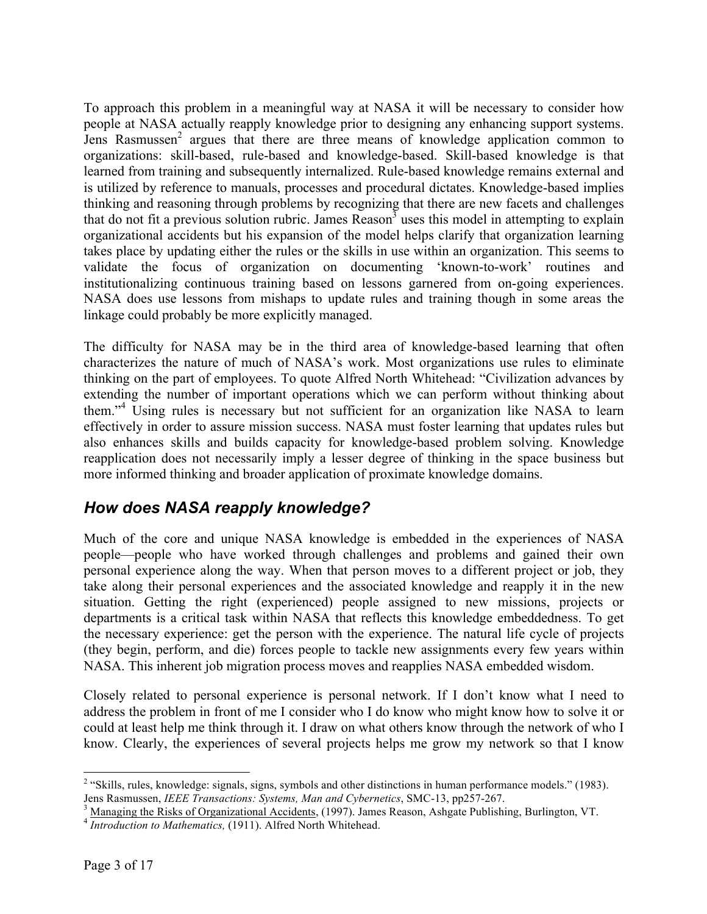To approach this problem in a meaningful way at NASA it will be necessary to consider how people at NASA actually reapply knowledge prior to designing any enhancing support systems. Jens Rasmussen[2] argues that there are three means of knowledge application common to organizations: skill-based, rule-based and knowledge-based. Skill-based knowledge is that learned from training and subsequently internalized. Rule-based knowledge remains external and is utilized by reference to manuals, processes and procedural dictates. Knowledge-based implies thinking and reasoning through problems by recognizing that there are new facets and challenges that do not fit a previous solution rubric. James Reason[3] uses this model in attempting to explain organizational accidents but his expansion of the model helps clarify that organization learning takes place by updating either the rules or the skills in use within an organization. This seems to validate the focus of organization on documenting 'known-to-work' routines and institutionalizing continuous training based on lessons garnered from on-going experiences. NASA does use lessons from mishaps to update rules and training though in some areas the linkage could probably be more explicitly managed.

The difficulty for NASA may be in the third area of knowledge-based learning that often characterizes the nature of much of NASA's work. Most organizations use rules to eliminate thinking on the part of employees. To quote Alfred North Whitehead: "Civilization advances by extending the number of important operations which we can perform without thinking about them."[4] Using rules is necessary but not sufficient for an organization like NASA to learn effectively in order to assure mission success. NASA must foster learning that updates rules but also enhances skills and builds capacity for knowledge-based problem solving. Knowledge reapplication does not necessarily imply a lesser degree of thinking in the space business but more informed thinking and broader application of proximate knowledge domains.

## *How does NASA reapply knowledge?*

Much of the core and unique NASA knowledge is embedded in the experiences of NASA people—people who have worked through challenges and problems and gained their own personal experience along the way. When that person moves to a different project or job, they take along their personal experiences and the associated knowledge and reapply it in the new situation. Getting the right (experienced) people assigned to new missions, projects or departments is a critical task within NASA that reflects this knowledge embeddedness. To get the necessary experience: get the person with the experience. The natural life cycle of projects (they begin, perform, and die) forces people to tackle new assignments every few years within NASA. This inherent job migration process moves and reapplies NASA embedded wisdom.

Closely related to personal experience is personal network. If I don't know what I need to address the problem in front of me I consider who I do know who might know how to solve it or could at least help me think through it. I draw on what others know through the network of who I know. Clearly, the experiences of several projects helps me grow my network so that I know

---

[2] "Skills, rules, knowledge: signals, signs, symbols and other distinctions in human performance models." (1983). Jens Rasmussen, *IEEE Transactions: Systems, Man and Cybernetics*, SMC-13, pp257-267.

[3] Managing the Risks of Organizational Accidents, (1997). James Reason, Ashgate Publishing, Burlington, VT.

[4] *Introduction to Mathematics,* (1911). Alfred North Whitehead.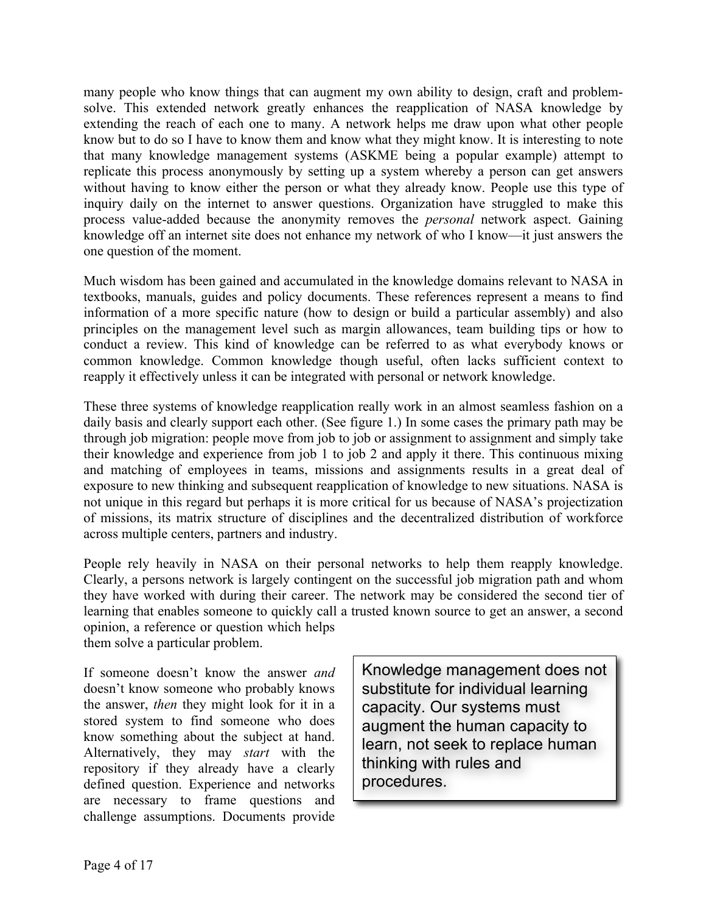many people who know things that can augment my own ability to design, craft and problem-solve. This extended network greatly enhances the reapplication of NASA knowledge by extending the reach of each one to many. A network helps me draw upon what other people know but to do so I have to know them and know what they might know. It is interesting to note that many knowledge management systems (ASKME being a popular example) attempt to replicate this process anonymously by setting up a system whereby a person can get answers without having to know either the person or what they already know. People use this type of inquiry daily on the internet to answer questions. Organization have struggled to make this process value-added because the anonymity removes the *personal* network aspect. Gaining knowledge off an internet site does not enhance my network of who I know—it just answers the one question of the moment.

Much wisdom has been gained and accumulated in the knowledge domains relevant to NASA in textbooks, manuals, guides and policy documents. These references represent a means to find information of a more specific nature (how to design or build a particular assembly) and also principles on the management level such as margin allowances, team building tips or how to conduct a review. This kind of knowledge can be referred to as what everybody knows or common knowledge. Common knowledge though useful, often lacks sufficient context to reapply it effectively unless it can be integrated with personal or network knowledge.

These three systems of knowledge reapplication really work in an almost seamless fashion on a daily basis and clearly support each other. (See figure 1.) In some cases the primary path may be through job migration: people move from job to job or assignment to assignment and simply take their knowledge and experience from job 1 to job 2 and apply it there. This continuous mixing and matching of employees in teams, missions and assignments results in a great deal of exposure to new thinking and subsequent reapplication of knowledge to new situations. NASA is not unique in this regard but perhaps it is more critical for us because of NASA's projectization of missions, its matrix structure of disciplines and the decentralized distribution of workforce across multiple centers, partners and industry.

People rely heavily in NASA on their personal networks to help them reapply knowledge. Clearly, a persons network is largely contingent on the successful job migration path and whom they have worked with during their career. The network may be considered the second tier of learning that enables someone to quickly call a trusted known source to get an answer, a second opinion, a reference or question which helps them solve a particular problem.

> Knowledge management does not substitute for individual learning capacity. Our systems must augment the human capacity to learn, not seek to replace human thinking with rules and procedures.

If someone doesn't know the answer *and* doesn't know someone who probably knows the answer, *then* they might look for it in a stored system to find someone who does know something about the subject at hand. Alternatively, they may *start* with the repository if they already have a clearly defined question. Experience and networks are necessary to frame questions and challenge assumptions. Documents provide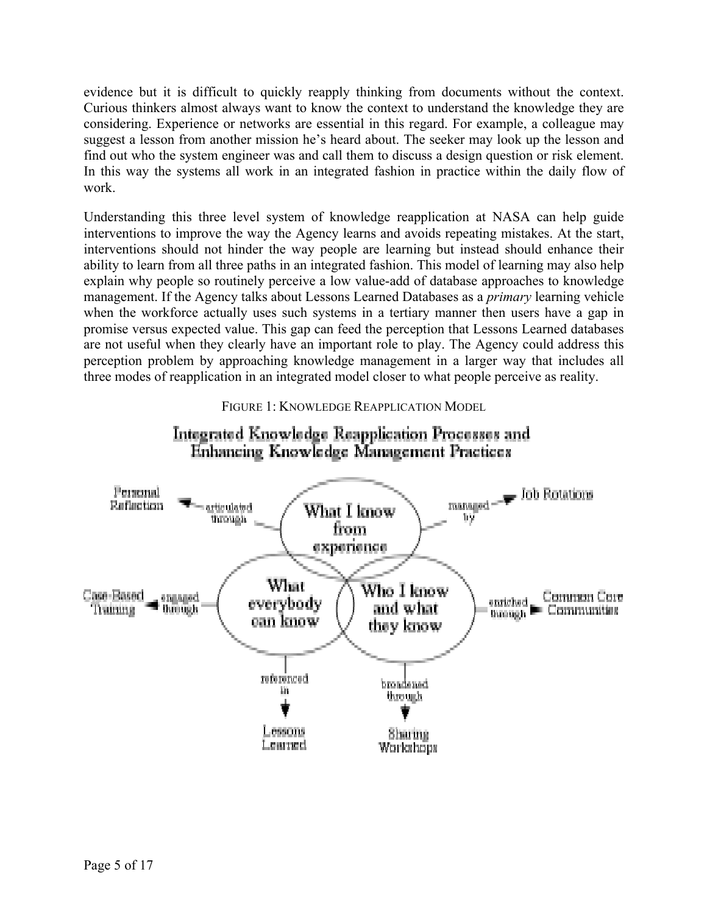evidence but it is difficult to quickly reapply thinking from documents without the context. Curious thinkers almost always want to know the context to understand the knowledge they are considering. Experience or networks are essential in this regard. For example, a colleague may suggest a lesson from another mission he's heard about. The seeker may look up the lesson and find out who the system engineer was and call them to discuss a design question or risk element. In this way the systems all work in an integrated fashion in practice within the daily flow of work.

Understanding this three level system of knowledge reapplication at NASA can help guide interventions to improve the way the Agency learns and avoids repeating mistakes. At the start, interventions should not hinder the way people are learning but instead should enhance their ability to learn from all three paths in an integrated fashion. This model of learning may also help explain why people so routinely perceive a low value-add of database approaches to knowledge management. If the Agency talks about Lessons Learned Databases as a *primary* learning vehicle when the workforce actually uses such systems in a tertiary manner then users have a gap in promise versus expected value. This gap can feed the perception that Lessons Learned databases are not useful when they clearly have an important role to play. The Agency could address this perception problem by approaching knowledge management in a larger way that includes all three modes of reapplication in an integrated model closer to what people perceive as reality.

FIGURE 1: KNOWLEDGE REAPPLICATION MODEL

Integrated Knowledge Reapplication Processes and Enhancing Knowledge Management Practices

- What I know from experience — articulated through → Personal Reflection; managed by → Job Rotations
- What everybody can know — engaged through → Case-Based Training; referenced in → Lessons Learned
- Who I know and what they know — enriched through → Common Core Communities; broadened through → Sharing Workshops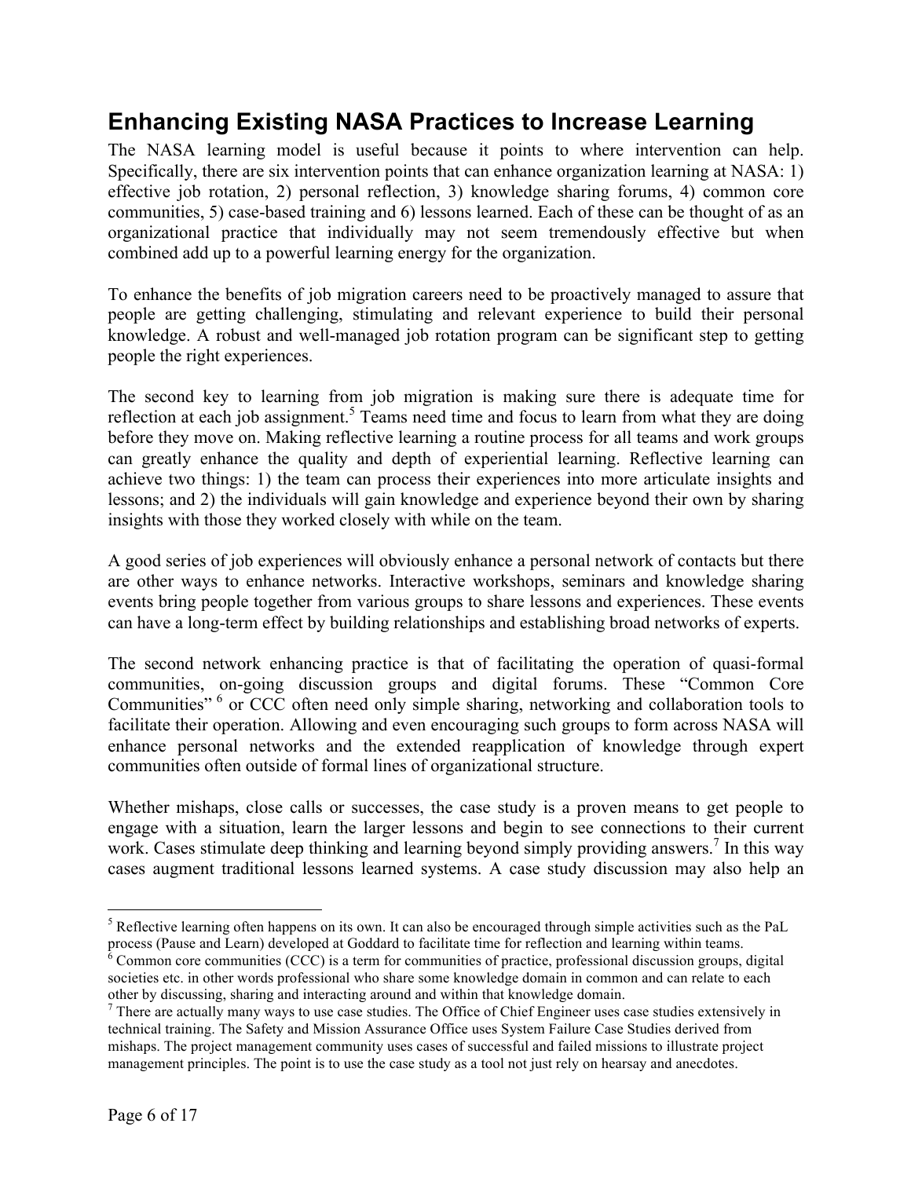## Enhancing Existing NASA Practices to Increase Learning

The NASA learning model is useful because it points to where intervention can help. Specifically, there are six intervention points that can enhance organization learning at NASA: 1) effective job rotation, 2) personal reflection, 3) knowledge sharing forums, 4) common core communities, 5) case-based training and 6) lessons learned. Each of these can be thought of as an organizational practice that individually may not seem tremendously effective but when combined add up to a powerful learning energy for the organization.

To enhance the benefits of job migration careers need to be proactively managed to assure that people are getting challenging, stimulating and relevant experience to build their personal knowledge. A robust and well-managed job rotation program can be significant step to getting people the right experiences.

The second key to learning from job migration is making sure there is adequate time for reflection at each job assignment.[5] Teams need time and focus to learn from what they are doing before they move on. Making reflective learning a routine process for all teams and work groups can greatly enhance the quality and depth of experiential learning. Reflective learning can achieve two things: 1) the team can process their experiences into more articulate insights and lessons; and 2) the individuals will gain knowledge and experience beyond their own by sharing insights with those they worked closely with while on the team.

A good series of job experiences will obviously enhance a personal network of contacts but there are other ways to enhance networks. Interactive workshops, seminars and knowledge sharing events bring people together from various groups to share lessons and experiences. These events can have a long-term effect by building relationships and establishing broad networks of experts.

The second network enhancing practice is that of facilitating the operation of quasi-formal communities, on-going discussion groups and digital forums. These "Common Core Communities"[6] or CCC often need only simple sharing, networking and collaboration tools to facilitate their operation. Allowing and even encouraging such groups to form across NASA will enhance personal networks and the extended reapplication of knowledge through expert communities often outside of formal lines of organizational structure.

Whether mishaps, close calls or successes, the case study is a proven means to get people to engage with a situation, learn the larger lessons and begin to see connections to their current work. Cases stimulate deep thinking and learning beyond simply providing answers.[7] In this way cases augment traditional lessons learned systems. A case study discussion may also help an

---

[5] Reflective learning often happens on its own. It can also be encouraged through simple activities such as the PaL process (Pause and Learn) developed at Goddard to facilitate time for reflection and learning within teams.

[6] Common core communities (CCC) is a term for communities of practice, professional discussion groups, digital societies etc. in other words professional who share some knowledge domain in common and can relate to each other by discussing, sharing and interacting around and within that knowledge domain.

[7] There are actually many ways to use case studies. The Office of Chief Engineer uses case studies extensively in technical training. The Safety and Mission Assurance Office uses System Failure Case Studies derived from mishaps. The project management community uses cases of successful and failed missions to illustrate project management principles. The point is to use the case study as a tool not just rely on hearsay and anecdotes.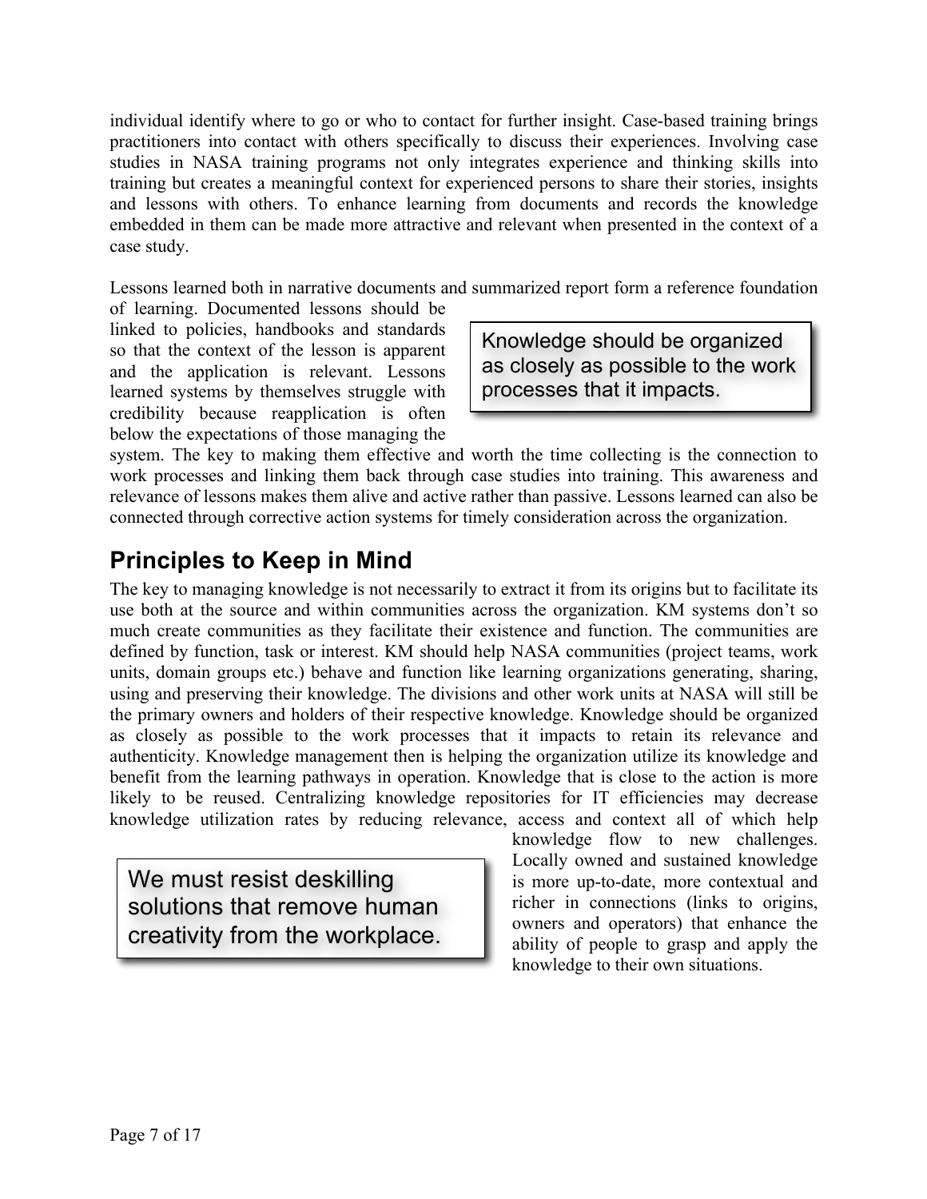individual identify where to go or who to contact for further insight. Case-based training brings practitioners into contact with others specifically to discuss their experiences. Involving case studies in NASA training programs not only integrates experience and thinking skills into training but creates a meaningful context for experienced persons to share their stories, insights and lessons with others. To enhance learning from documents and records the knowledge embedded in them can be made more attractive and relevant when presented in the context of a case study.

Lessons learned both in narrative documents and summarized report form a reference foundation of learning. Documented lessons should be linked to policies, handbooks and standards so that the context of the lesson is apparent and the application is relevant. Lessons learned systems by themselves struggle with credibility because reapplication is often below the expectations of those managing the system. The key to making them effective and worth the time collecting is the connection to work processes and linking them back through case studies into training. This awareness and relevance of lessons makes them alive and active rather than passive. Lessons learned can also be connected through corrective action systems for timely consideration across the organization.

> Knowledge should be organized as closely as possible to the work processes that it impacts.

## Principles to Keep in Mind

The key to managing knowledge is not necessarily to extract it from its origins but to facilitate its use both at the source and within communities across the organization. KM systems don't so much create communities as they facilitate their existence and function. The communities are defined by function, task or interest. KM should help NASA communities (project teams, work units, domain groups etc.) behave and function like learning organizations generating, sharing, using and preserving their knowledge. The divisions and other work units at NASA will still be the primary owners and holders of their respective knowledge. Knowledge should be organized as closely as possible to the work processes that it impacts to retain its relevance and authenticity. Knowledge management then is helping the organization utilize its knowledge and benefit from the learning pathways in operation. Knowledge that is close to the action is more likely to be reused. Centralizing knowledge repositories for IT efficiencies may decrease knowledge utilization rates by reducing relevance, access and context all of which help knowledge flow to new challenges. Locally owned and sustained knowledge is more up-to-date, more contextual and richer in connections (links to origins, owners and operators) that enhance the ability of people to grasp and apply the knowledge to their own situations.

> We must resist deskilling solutions that remove human creativity from the workplace.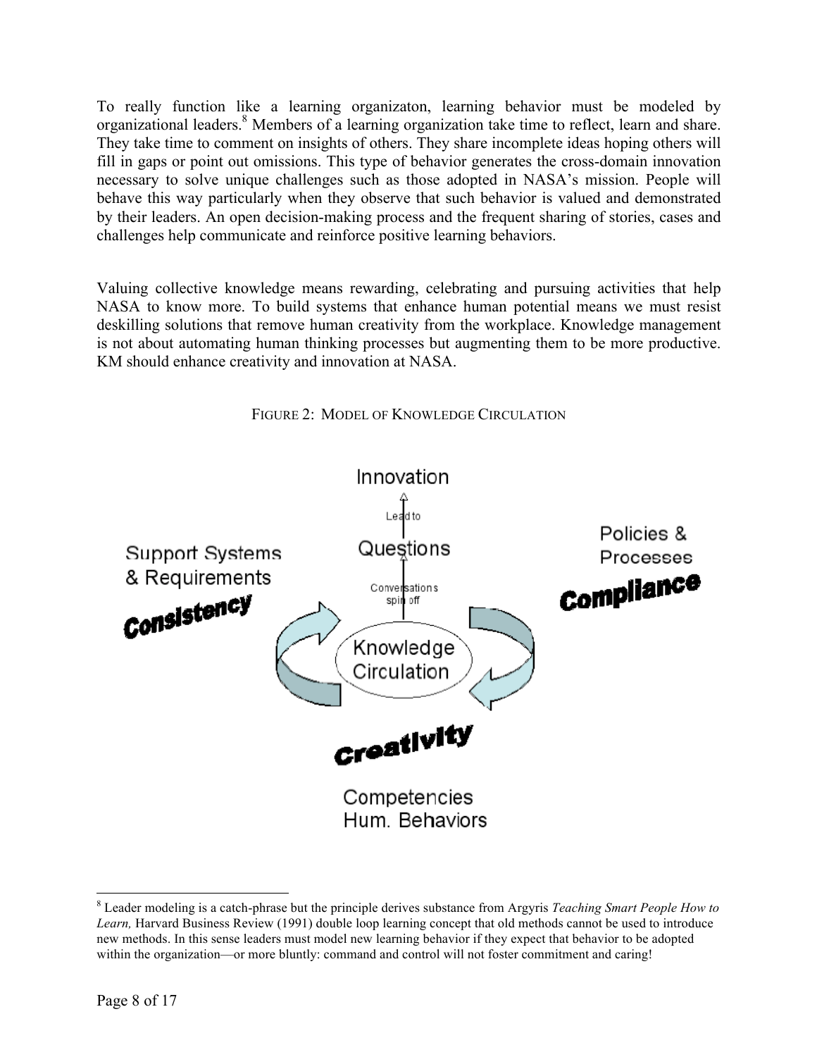To really function like a learning organizaton, learning behavior must be modeled by organizational leaders.[8] Members of a learning organization take time to reflect, learn and share. They take time to comment on insights of others. They share incomplete ideas hoping others will fill in gaps or point out omissions. This type of behavior generates the cross-domain innovation necessary to solve unique challenges such as those adopted in NASA's mission. People will behave this way particularly when they observe that such behavior is valued and demonstrated by their leaders. An open decision-making process and the frequent sharing of stories, cases and challenges help communicate and reinforce positive learning behaviors.

Valuing collective knowledge means rewarding, celebrating and pursuing activities that help NASA to know more. To build systems that enhance human potential means we must resist deskilling solutions that remove human creativity from the workplace. Knowledge management is not about automating human thinking processes but augmenting them to be more productive. KM should enhance creativity and innovation at NASA.

FIGURE 2: MODEL OF KNOWLEDGE CIRCULATION

Innovation

Lead to

Questions

Conversations spin off

Knowledge Circulation

Support Systems & Requirements

**Consistency**

Policies & Processes

**Compliance**

**Creativity**

Competencies Hum. Behaviors

---

[8] Leader modeling is a catch-phrase but the principle derives substance from Argyris *Teaching Smart People How to Learn,* Harvard Business Review (1991) double loop learning concept that old methods cannot be used to introduce new methods. In this sense leaders must model new learning behavior if they expect that behavior to be adopted within the organization—or more bluntly: command and control will not foster commitment and caring!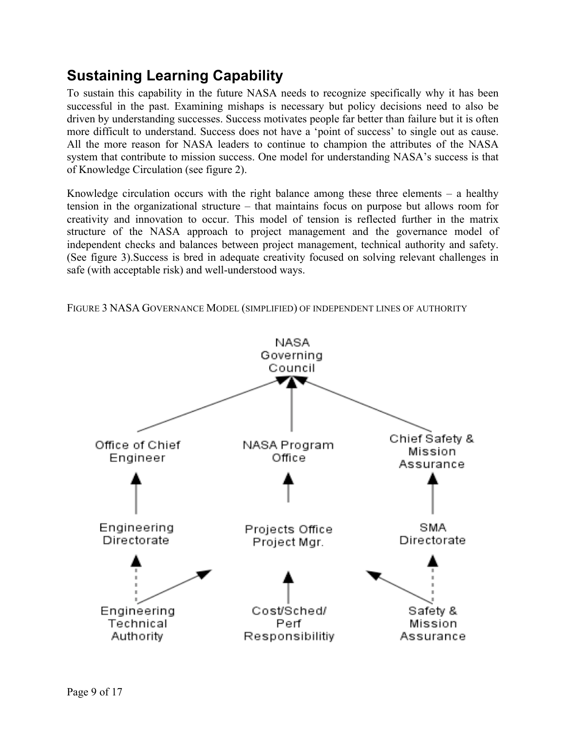## Sustaining Learning Capability

To sustain this capability in the future NASA needs to recognize specifically why it has been successful in the past. Examining mishaps is necessary but policy decisions need to also be driven by understanding successes. Success motivates people far better than failure but it is often more difficult to understand. Success does not have a 'point of success' to single out as cause. All the more reason for NASA leaders to continue to champion the attributes of the NASA system that contribute to mission success. One model for understanding NASA's success is that of Knowledge Circulation (see figure 2).

Knowledge circulation occurs with the right balance among these three elements – a healthy tension in the organizational structure – that maintains focus on purpose but allows room for creativity and innovation to occur. This model of tension is reflected further in the matrix structure of the NASA approach to project management and the governance model of independent checks and balances between project management, technical authority and safety. (See figure 3).Success is bred in adequate creativity focused on solving relevant challenges in safe (with acceptable risk) and well-understood ways.

FIGURE 3 NASA GOVERNANCE MODEL (SIMPLIFIED) OF INDEPENDENT LINES OF AUTHORITY

NASA Governing Council

Office of Chief Engineer

NASA Program Office

Chief Safety & Mission Assurance

Engineering Directorate

Projects Office Project Mgr.

SMA Directorate

Engineering Technical Authority

Cost/Sched/ Perf Responsibilitiy

Safety & Mission Assurance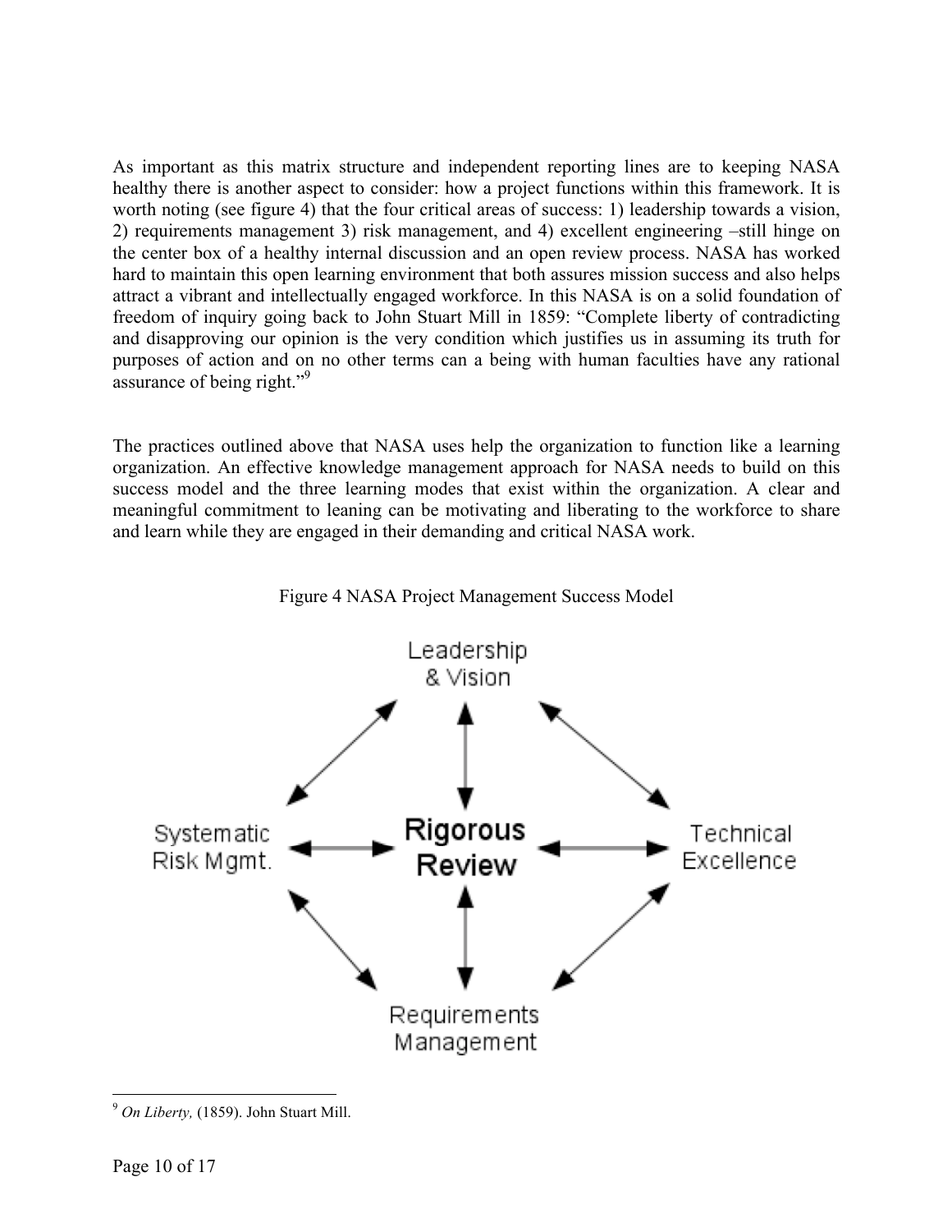As important as this matrix structure and independent reporting lines are to keeping NASA healthy there is another aspect to consider: how a project functions within this framework. It is worth noting (see figure 4) that the four critical areas of success: 1) leadership towards a vision, 2) requirements management 3) risk management, and 4) excellent engineering –still hinge on the center box of a healthy internal discussion and an open review process. NASA has worked hard to maintain this open learning environment that both assures mission success and also helps attract a vibrant and intellectually engaged workforce. In this NASA is on a solid foundation of freedom of inquiry going back to John Stuart Mill in 1859: "Complete liberty of contradicting and disapproving our opinion is the very condition which justifies us in assuming its truth for purposes of action and on no other terms can a being with human faculties have any rational assurance of being right."[9]

The practices outlined above that NASA uses help the organization to function like a learning organization. An effective knowledge management approach for NASA needs to build on this success model and the three learning modes that exist within the organization. A clear and meaningful commitment to leaning can be motivating and liberating to the workforce to share and learn while they are engaged in their demanding and critical NASA work.

Figure 4 NASA Project Management Success Model

Leadership & Vision

Systematic Risk Mgmt.

**Rigorous Review**

Technical Excellence

Requirements Management

---

[9] *On Liberty,* (1859). John Stuart Mill.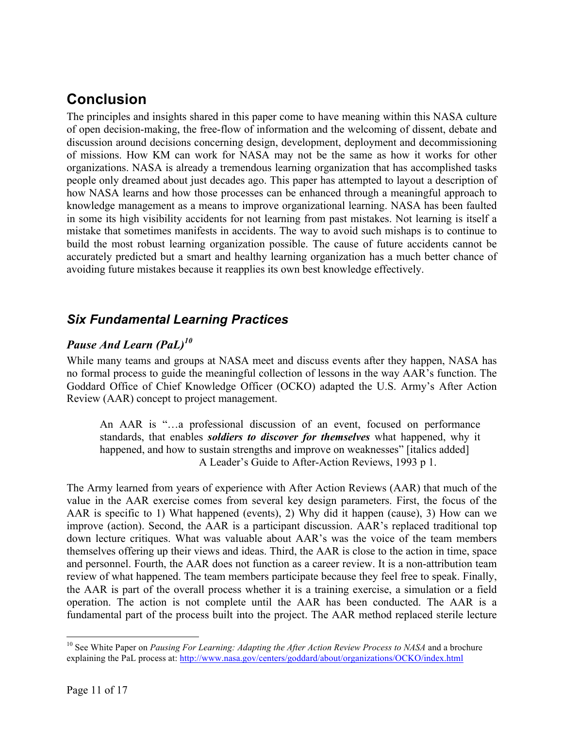## Conclusion

The principles and insights shared in this paper come to have meaning within this NASA culture of open decision-making, the free-flow of information and the welcoming of dissent, debate and discussion around decisions concerning design, development, deployment and decommissioning of missions. How KM can work for NASA may not be the same as how it works for other organizations. NASA is already a tremendous learning organization that has accomplished tasks people only dreamed about just decades ago. This paper has attempted to layout a description of how NASA learns and how those processes can be enhanced through a meaningful approach to knowledge management as a means to improve organizational learning. NASA has been faulted in some its high visibility accidents for not learning from past mistakes. Not learning is itself a mistake that sometimes manifests in accidents. The way to avoid such mishaps is to continue to build the most robust learning organization possible. The cause of future accidents cannot be accurately predicted but a smart and healthy learning organization has a much better chance of avoiding future mistakes because it reapplies its own best knowledge effectively.

### *Six Fundamental Learning Practices*

#### *Pause And Learn (PaL)*[10]

While many teams and groups at NASA meet and discuss events after they happen, NASA has no formal process to guide the meaningful collection of lessons in the way AAR's function. The Goddard Office of Chief Knowledge Officer (OCKO) adapted the U.S. Army's After Action Review (AAR) concept to project management.

> An AAR is "…a professional discussion of an event, focused on performance standards, that enables ***soldiers to discover for themselves*** what happened, why it happened, and how to sustain strengths and improve on weaknesses" [italics added]
> A Leader's Guide to After-Action Reviews, 1993 p 1.

The Army learned from years of experience with After Action Reviews (AAR) that much of the value in the AAR exercise comes from several key design parameters. First, the focus of the AAR is specific to 1) What happened (events), 2) Why did it happen (cause), 3) How can we improve (action). Second, the AAR is a participant discussion. AAR's replaced traditional top down lecture critiques. What was valuable about AAR's was the voice of the team members themselves offering up their views and ideas. Third, the AAR is close to the action in time, space and personnel. Fourth, the AAR does not function as a career review. It is a non-attribution team review of what happened. The team members participate because they feel free to speak. Finally, the AAR is part of the overall process whether it is a training exercise, a simulation or a field operation. The action is not complete until the AAR has been conducted. The AAR is a fundamental part of the process built into the project. The AAR method replaced sterile lecture

[10] See White Paper on *Pausing For Learning: Adapting the After Action Review Process to NASA* and a brochure explaining the PaL process at: http://www.nasa.gov/centers/goddard/about/organizations/OCKO/index.html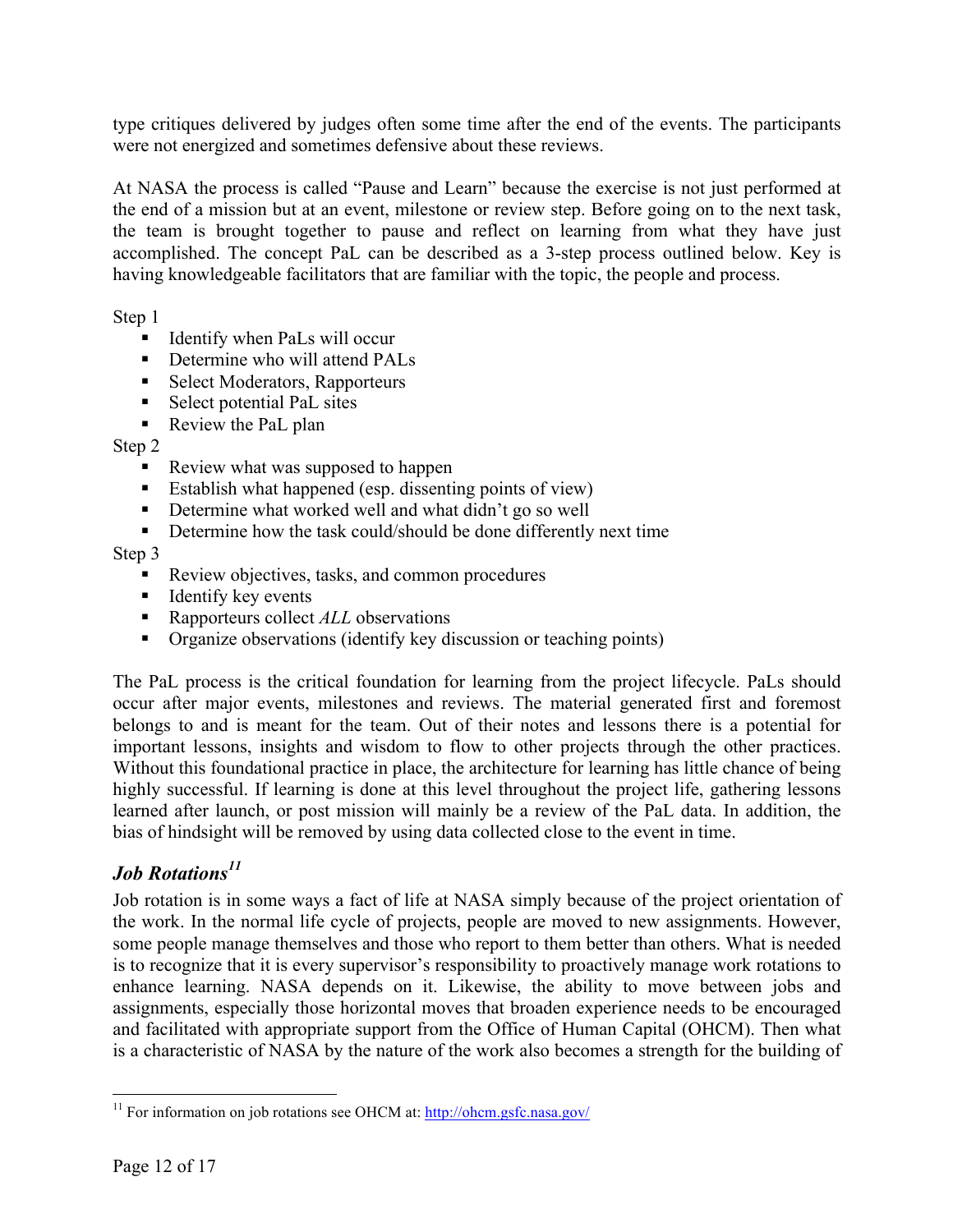type critiques delivered by judges often some time after the end of the events. The participants were not energized and sometimes defensive about these reviews.

At NASA the process is called "Pause and Learn" because the exercise is not just performed at the end of a mission but at an event, milestone or review step. Before going on to the next task, the team is brought together to pause and reflect on learning from what they have just accomplished. The concept PaL can be described as a 3-step process outlined below. Key is having knowledgeable facilitators that are familiar with the topic, the people and process.

Step 1

- Identify when PaLs will occur
- Determine who will attend PALs
- Select Moderators, Rapporteurs
- Select potential PaL sites
- Review the PaL plan

Step 2

- Review what was supposed to happen
- Establish what happened (esp. dissenting points of view)
- Determine what worked well and what didn't go so well
- Determine how the task could/should be done differently next time

Step 3

- Review objectives, tasks, and common procedures
- Identify key events
- Rapporteurs collect *ALL* observations
- Organize observations (identify key discussion or teaching points)

The PaL process is the critical foundation for learning from the project lifecycle. PaLs should occur after major events, milestones and reviews. The material generated first and foremost belongs to and is meant for the team. Out of their notes and lessons there is a potential for important lessons, insights and wisdom to flow to other projects through the other practices. Without this foundational practice in place, the architecture for learning has little chance of being highly successful. If learning is done at this level throughout the project life, gathering lessons learned after launch, or post mission will mainly be a review of the PaL data. In addition, the bias of hindsight will be removed by using data collected close to the event in time.

### *Job Rotations*[11]

Job rotation is in some ways a fact of life at NASA simply because of the project orientation of the work. In the normal life cycle of projects, people are moved to new assignments. However, some people manage themselves and those who report to them better than others. What is needed is to recognize that it is every supervisor's responsibility to proactively manage work rotations to enhance learning. NASA depends on it. Likewise, the ability to move between jobs and assignments, especially those horizontal moves that broaden experience needs to be encouraged and facilitated with appropriate support from the Office of Human Capital (OHCM). Then what is a characteristic of NASA by the nature of the work also becomes a strength for the building of

[11] For information on job rotations see OHCM at: http://ohcm.gsfc.nasa.gov/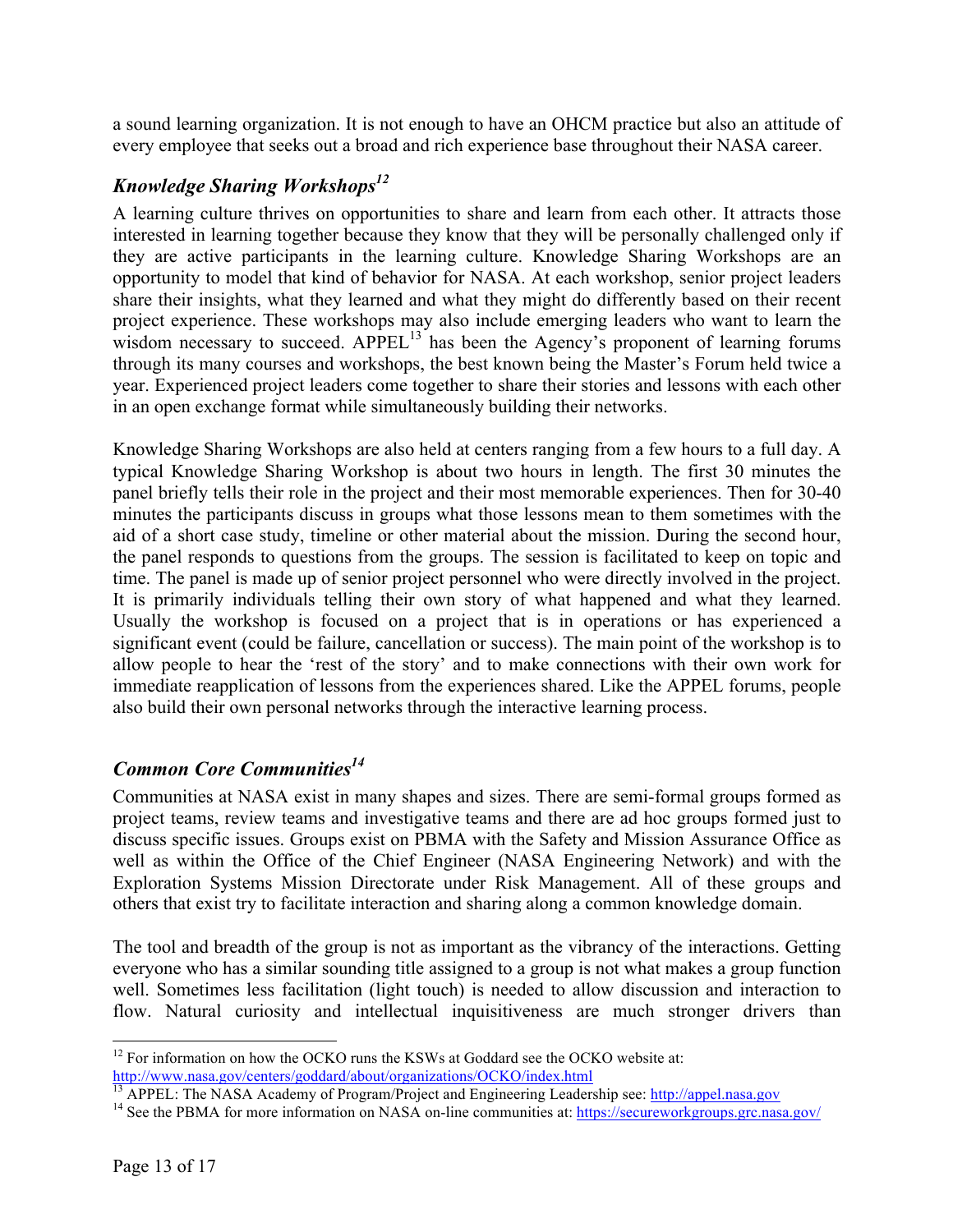a sound learning organization. It is not enough to have an OHCM practice but also an attitude of every employee that seeks out a broad and rich experience base throughout their NASA career.

### *Knowledge Sharing Workshops*[12]

A learning culture thrives on opportunities to share and learn from each other. It attracts those interested in learning together because they know that they will be personally challenged only if they are active participants in the learning culture. Knowledge Sharing Workshops are an opportunity to model that kind of behavior for NASA. At each workshop, senior project leaders share their insights, what they learned and what they might do differently based on their recent project experience. These workshops may also include emerging leaders who want to learn the wisdom necessary to succeed. APPEL[13] has been the Agency's proponent of learning forums through its many courses and workshops, the best known being the Master's Forum held twice a year. Experienced project leaders come together to share their stories and lessons with each other in an open exchange format while simultaneously building their networks.

Knowledge Sharing Workshops are also held at centers ranging from a few hours to a full day. A typical Knowledge Sharing Workshop is about two hours in length. The first 30 minutes the panel briefly tells their role in the project and their most memorable experiences. Then for 30-40 minutes the participants discuss in groups what those lessons mean to them sometimes with the aid of a short case study, timeline or other material about the mission. During the second hour, the panel responds to questions from the groups. The session is facilitated to keep on topic and time. The panel is made up of senior project personnel who were directly involved in the project. It is primarily individuals telling their own story of what happened and what they learned. Usually the workshop is focused on a project that is in operations or has experienced a significant event (could be failure, cancellation or success). The main point of the workshop is to allow people to hear the 'rest of the story' and to make connections with their own work for immediate reapplication of lessons from the experiences shared. Like the APPEL forums, people also build their own personal networks through the interactive learning process.

### *Common Core Communities*[14]

Communities at NASA exist in many shapes and sizes. There are semi-formal groups formed as project teams, review teams and investigative teams and there are ad hoc groups formed just to discuss specific issues. Groups exist on PBMA with the Safety and Mission Assurance Office as well as within the Office of the Chief Engineer (NASA Engineering Network) and with the Exploration Systems Mission Directorate under Risk Management. All of these groups and others that exist try to facilitate interaction and sharing along a common knowledge domain.

The tool and breadth of the group is not as important as the vibrancy of the interactions. Getting everyone who has a similar sounding title assigned to a group is not what makes a group function well. Sometimes less facilitation (light touch) is needed to allow discussion and interaction to flow. Natural curiosity and intellectual inquisitiveness are much stronger drivers than

---

[12] For information on how the OCKO runs the KSWs at Goddard see the OCKO website at: http://www.nasa.gov/centers/goddard/about/organizations/OCKO/index.html

[13] APPEL: The NASA Academy of Program/Project and Engineering Leadership see: http://appel.nasa.gov

[14] See the PBMA for more information on NASA on-line communities at: https://secureworkgroups.grc.nasa.gov/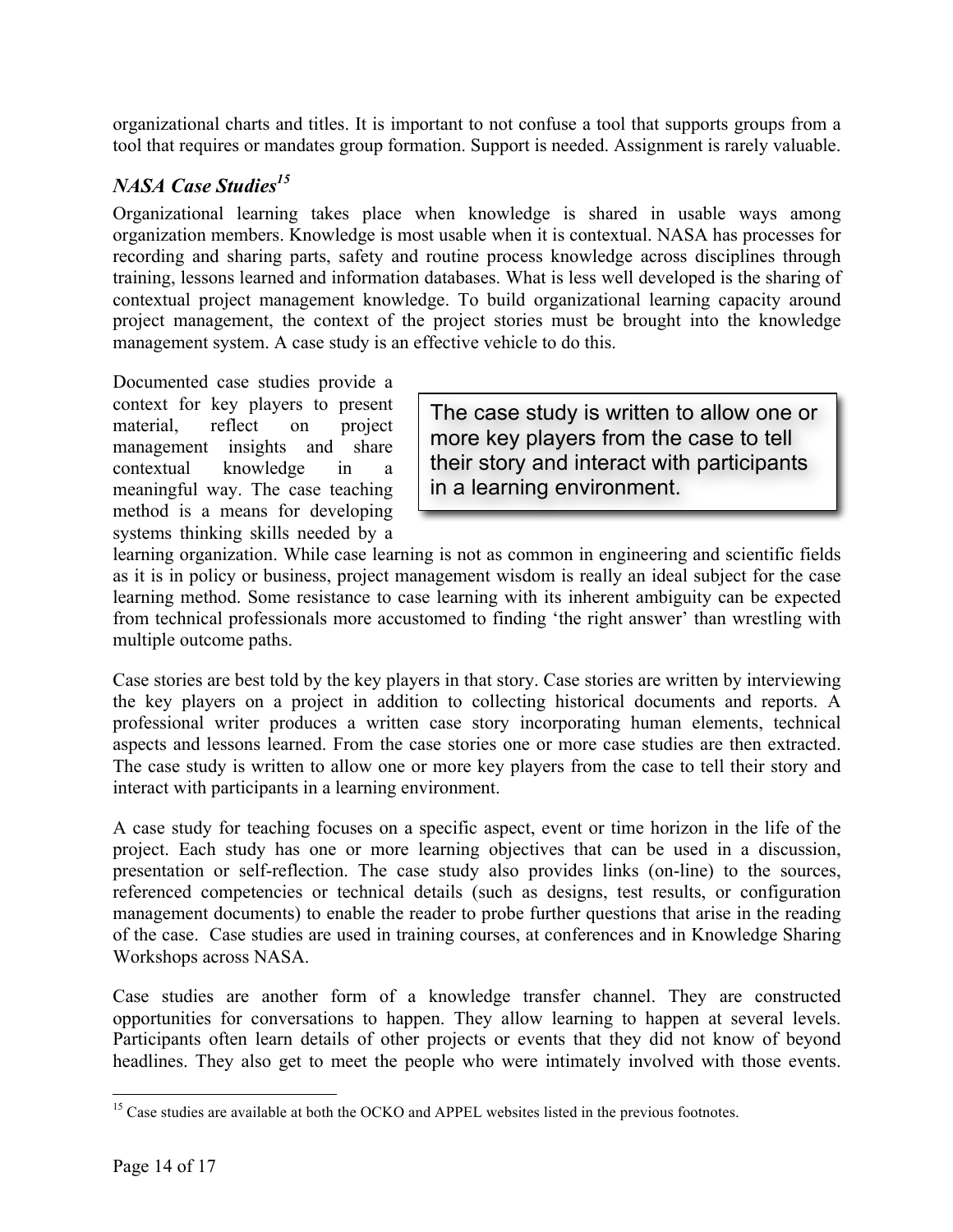organizational charts and titles. It is important to not confuse a tool that supports groups from a tool that requires or mandates group formation. Support is needed. Assignment is rarely valuable.

### *NASA Case Studies*[15]

Organizational learning takes place when knowledge is shared in usable ways among organization members. Knowledge is most usable when it is contextual. NASA has processes for recording and sharing parts, safety and routine process knowledge across disciplines through training, lessons learned and information databases. What is less well developed is the sharing of contextual project management knowledge. To build organizational learning capacity around project management, the context of the project stories must be brought into the knowledge management system. A case study is an effective vehicle to do this.

> The case study is written to allow one or more key players from the case to tell their story and interact with participants in a learning environment.

Documented case studies provide a context for key players to present material, reflect on project management insights and share contextual knowledge in a meaningful way. The case teaching method is a means for developing systems thinking skills needed by a learning organization. While case learning is not as common in engineering and scientific fields as it is in policy or business, project management wisdom is really an ideal subject for the case learning method. Some resistance to case learning with its inherent ambiguity can be expected from technical professionals more accustomed to finding 'the right answer' than wrestling with multiple outcome paths.

Case stories are best told by the key players in that story. Case stories are written by interviewing the key players on a project in addition to collecting historical documents and reports. A professional writer produces a written case story incorporating human elements, technical aspects and lessons learned. From the case stories one or more case studies are then extracted. The case study is written to allow one or more key players from the case to tell their story and interact with participants in a learning environment.

A case study for teaching focuses on a specific aspect, event or time horizon in the life of the project. Each study has one or more learning objectives that can be used in a discussion, presentation or self-reflection. The case study also provides links (on-line) to the sources, referenced competencies or technical details (such as designs, test results, or configuration management documents) to enable the reader to probe further questions that arise in the reading of the case. Case studies are used in training courses, at conferences and in Knowledge Sharing Workshops across NASA.

Case studies are another form of a knowledge transfer channel. They are constructed opportunities for conversations to happen. They allow learning to happen at several levels. Participants often learn details of other projects or events that they did not know of beyond headlines. They also get to meet the people who were intimately involved with those events.

---

[15] Case studies are available at both the OCKO and APPEL websites listed in the previous footnotes.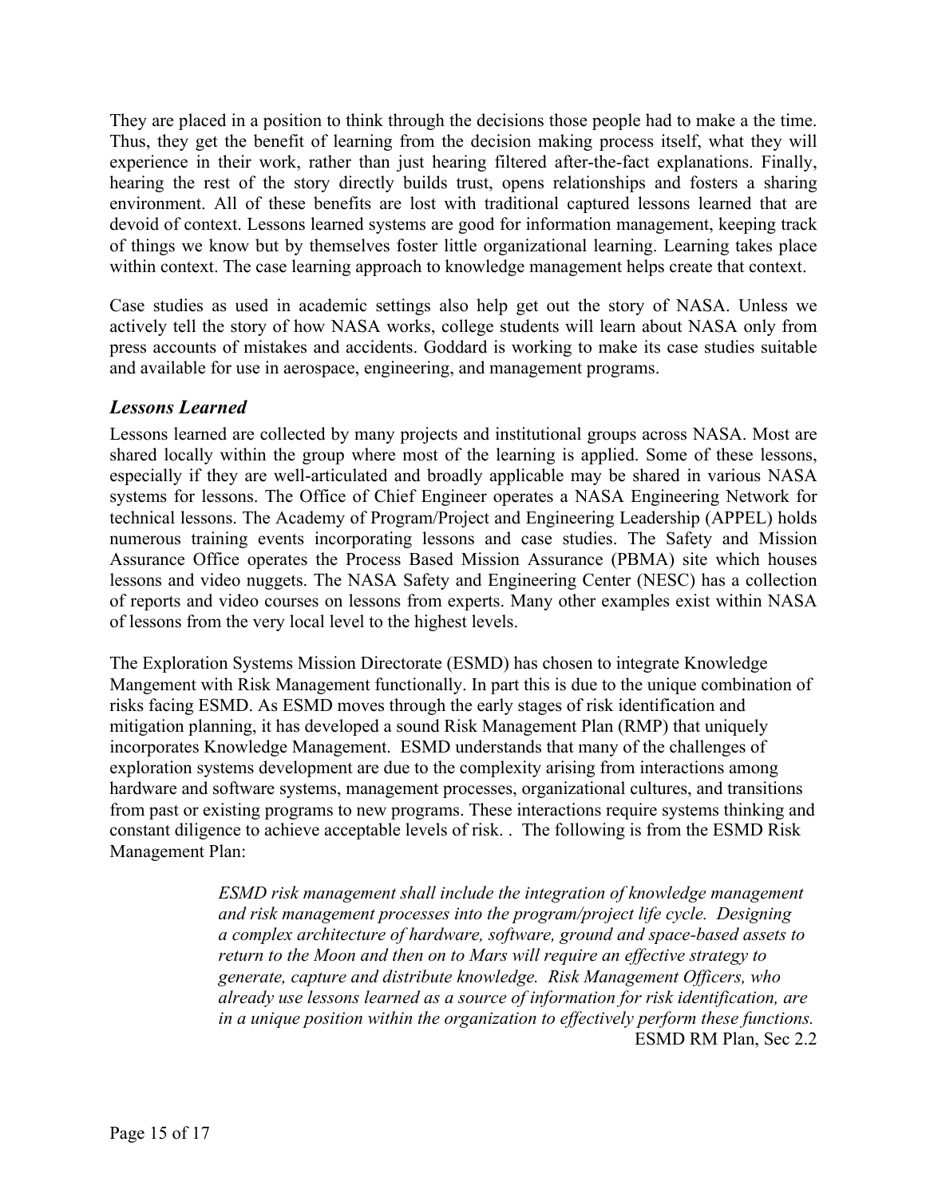They are placed in a position to think through the decisions those people had to make a the time. Thus, they get the benefit of learning from the decision making process itself, what they will experience in their work, rather than just hearing filtered after-the-fact explanations. Finally, hearing the rest of the story directly builds trust, opens relationships and fosters a sharing environment. All of these benefits are lost with traditional captured lessons learned that are devoid of context. Lessons learned systems are good for information management, keeping track of things we know but by themselves foster little organizational learning. Learning takes place within context. The case learning approach to knowledge management helps create that context.

Case studies as used in academic settings also help get out the story of NASA. Unless we actively tell the story of how NASA works, college students will learn about NASA only from press accounts of mistakes and accidents. Goddard is working to make its case studies suitable and available for use in aerospace, engineering, and management programs.

### *Lessons Learned*

Lessons learned are collected by many projects and institutional groups across NASA. Most are shared locally within the group where most of the learning is applied. Some of these lessons, especially if they are well-articulated and broadly applicable may be shared in various NASA systems for lessons. The Office of Chief Engineer operates a NASA Engineering Network for technical lessons. The Academy of Program/Project and Engineering Leadership (APPEL) holds numerous training events incorporating lessons and case studies. The Safety and Mission Assurance Office operates the Process Based Mission Assurance (PBMA) site which houses lessons and video nuggets. The NASA Safety and Engineering Center (NESC) has a collection of reports and video courses on lessons from experts. Many other examples exist within NASA of lessons from the very local level to the highest levels.

The Exploration Systems Mission Directorate (ESMD) has chosen to integrate Knowledge Mangement with Risk Management functionally. In part this is due to the unique combination of risks facing ESMD. As ESMD moves through the early stages of risk identification and mitigation planning, it has developed a sound Risk Management Plan (RMP) that uniquely incorporates Knowledge Management. ESMD understands that many of the challenges of exploration systems development are due to the complexity arising from interactions among hardware and software systems, management processes, organizational cultures, and transitions from past or existing programs to new programs. These interactions require systems thinking and constant diligence to achieve acceptable levels of risk. . The following is from the ESMD Risk Management Plan:

> *ESMD risk management shall include the integration of knowledge management and risk management processes into the program/project life cycle. Designing a complex architecture of hardware, software, ground and space-based assets to return to the Moon and then on to Mars will require an effective strategy to generate, capture and distribute knowledge. Risk Management Officers, who already use lessons learned as a source of information for risk identification, are in a unique position within the organization to effectively perform these functions.*
>
> ESMD RM Plan, Sec 2.2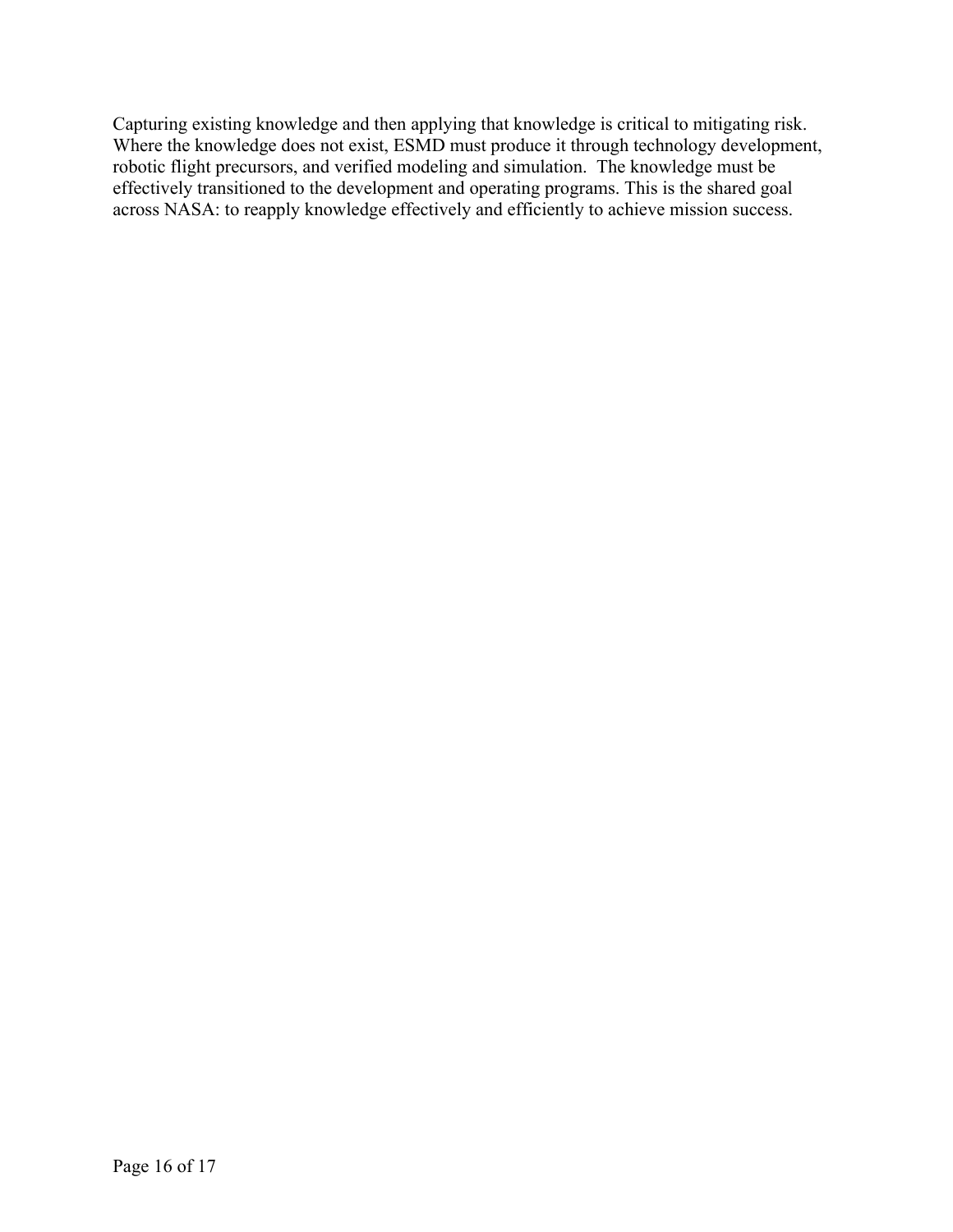Capturing existing knowledge and then applying that knowledge is critical to mitigating risk. Where the knowledge does not exist, ESMD must produce it through technology development, robotic flight precursors, and verified modeling and simulation. The knowledge must be effectively transitioned to the development and operating programs. This is the shared goal across NASA: to reapply knowledge effectively and efficiently to achieve mission success.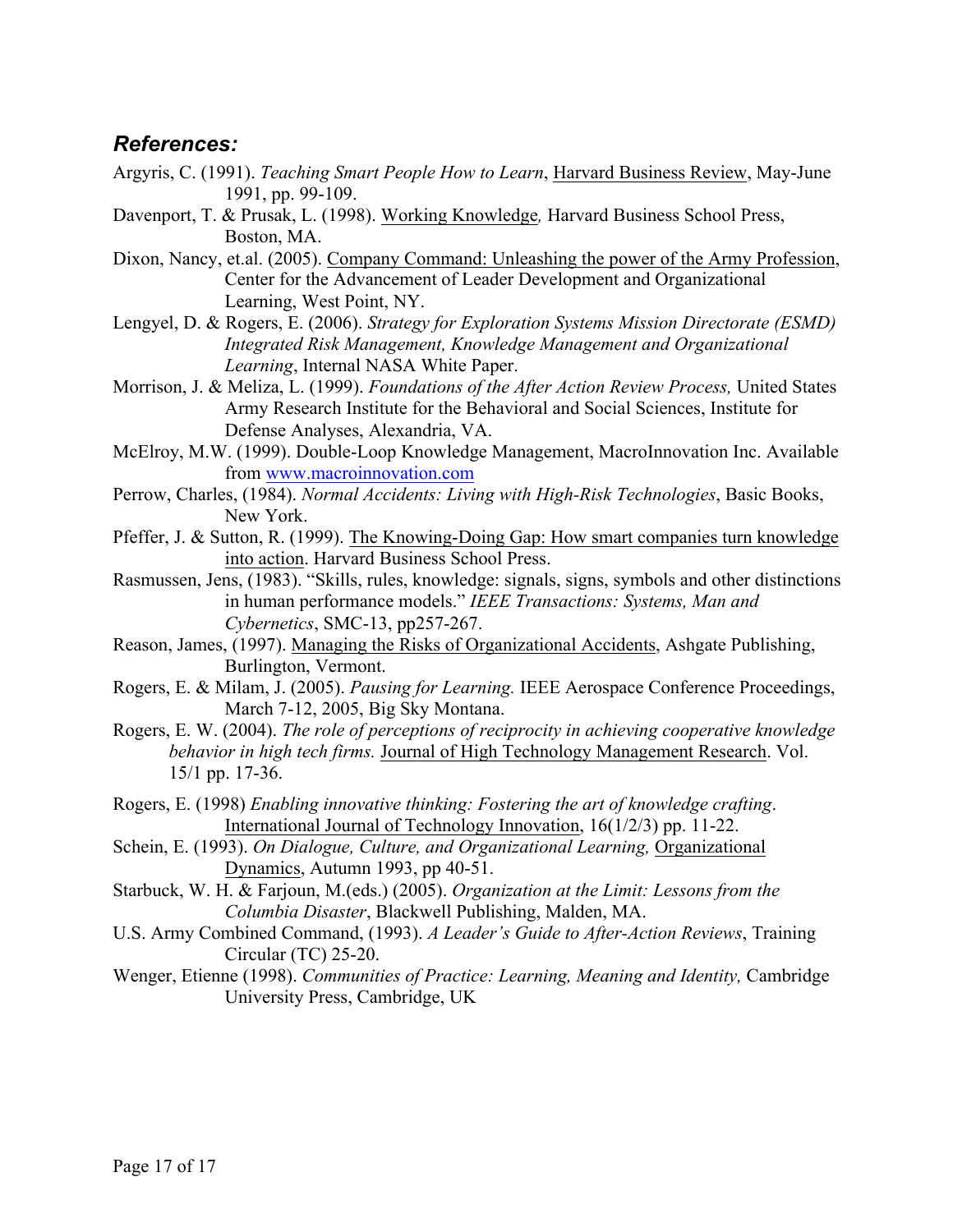## *References:*

Argyris, C. (1991). *Teaching Smart People How to Learn*, Harvard Business Review, May-June 1991, pp. 99-109.

Davenport, T. & Prusak, L. (1998). Working Knowledge*,* Harvard Business School Press, Boston, MA.

Dixon, Nancy, et.al. (2005). Company Command: Unleashing the power of the Army Profession, Center for the Advancement of Leader Development and Organizational Learning, West Point, NY.

Lengyel, D. & Rogers, E. (2006). *Strategy for Exploration Systems Mission Directorate (ESMD) Integrated Risk Management, Knowledge Management and Organizational Learning*, Internal NASA White Paper.

Morrison, J. & Meliza, L. (1999). *Foundations of the After Action Review Process,* United States Army Research Institute for the Behavioral and Social Sciences, Institute for Defense Analyses, Alexandria, VA.

McElroy, M.W. (1999). Double-Loop Knowledge Management, MacroInnovation Inc. Available from www.macroinnovation.com

Perrow, Charles, (1984). *Normal Accidents: Living with High-Risk Technologies*, Basic Books, New York.

Pfeffer, J. & Sutton, R. (1999). The Knowing-Doing Gap: How smart companies turn knowledge into action. Harvard Business School Press.

Rasmussen, Jens, (1983). "Skills, rules, knowledge: signals, signs, symbols and other distinctions in human performance models." *IEEE Transactions: Systems, Man and Cybernetics*, SMC-13, pp257-267.

Reason, James, (1997). Managing the Risks of Organizational Accidents, Ashgate Publishing, Burlington, Vermont.

Rogers, E. & Milam, J. (2005). *Pausing for Learning.* IEEE Aerospace Conference Proceedings, March 7-12, 2005, Big Sky Montana.

Rogers, E. W. (2004). *The role of perceptions of reciprocity in achieving cooperative knowledge behavior in high tech firms.* Journal of High Technology Management Research. Vol. 15/1 pp. 17-36.

Rogers, E. (1998) *Enabling innovative thinking: Fostering the art of knowledge crafting*. International Journal of Technology Innovation, 16(1/2/3) pp. 11-22.

Schein, E. (1993). *On Dialogue, Culture, and Organizational Learning,* Organizational Dynamics, Autumn 1993, pp 40-51.

Starbuck, W. H. & Farjoun, M.(eds.) (2005). *Organization at the Limit: Lessons from the Columbia Disaster*, Blackwell Publishing, Malden, MA.

U.S. Army Combined Command, (1993). *A Leader's Guide to After-Action Reviews*, Training Circular (TC) 25-20.

Wenger, Etienne (1998). *Communities of Practice: Learning, Meaning and Identity,* Cambridge University Press, Cambridge, UK